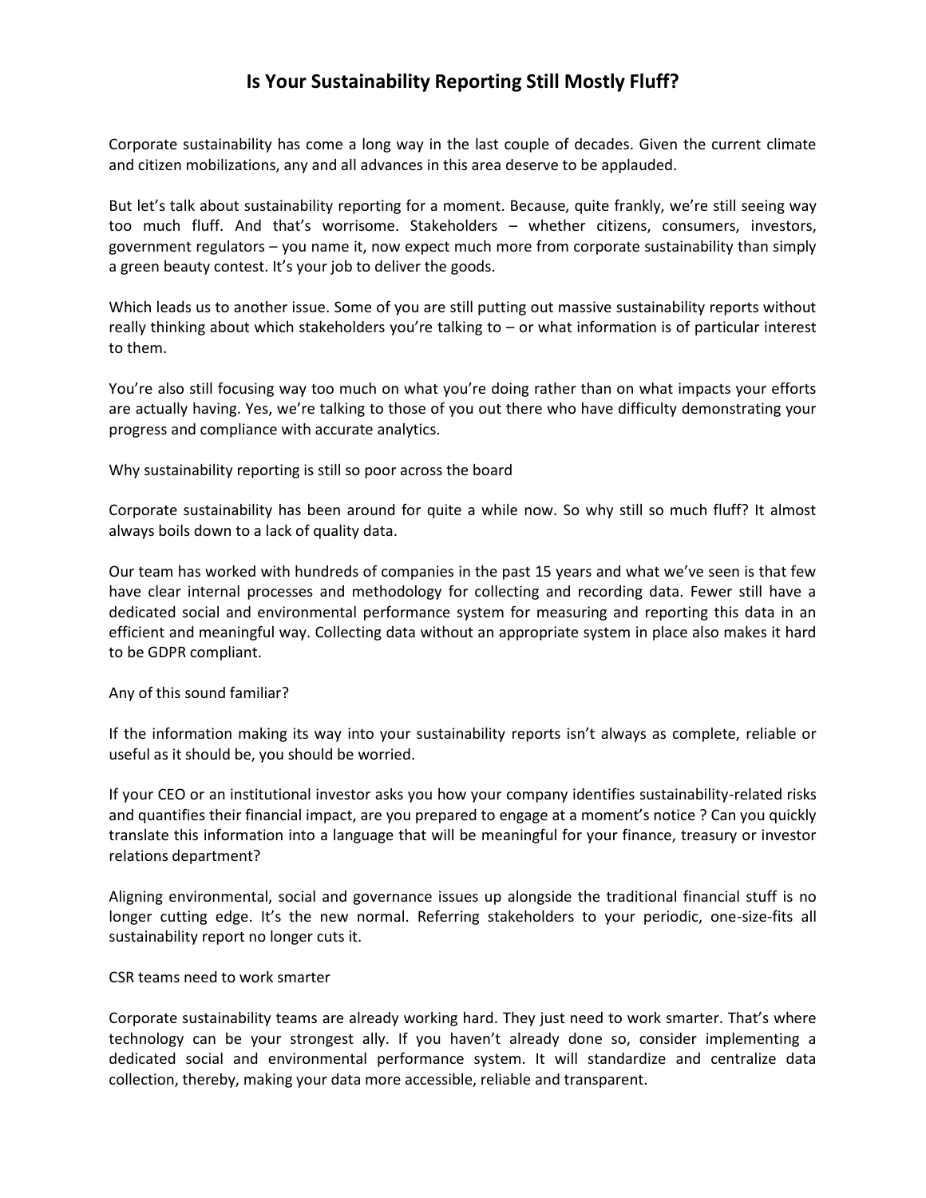# Is Your Sustainability Reporting Still Mostly Fluff?

Corporate sustainability has come a long way in the last couple of decades. Given the current climate and citizen mobilizations, any and all advances in this area deserve to be applauded.

But let's talk about sustainability reporting for a moment. Because, quite frankly, we're still seeing way too much fluff. And that's worrisome. Stakeholders – whether citizens, consumers, investors, government regulators – you name it, now expect much more from corporate sustainability than simply a green beauty contest. It's your job to deliver the goods.

Which leads us to another issue. Some of you are still putting out massive sustainability reports without really thinking about which stakeholders you're talking to – or what information is of particular interest to them.

You're also still focusing way too much on what you're doing rather than on what impacts your efforts are actually having. Yes, we're talking to those of you out there who have difficulty demonstrating your progress and compliance with accurate analytics.

## Why sustainability reporting is still so poor across the board

Corporate sustainability has been around for quite a while now. So why still so much fluff? It almost always boils down to a lack of quality data.

Our team has worked with hundreds of companies in the past 15 years and what we've seen is that few have clear internal processes and methodology for collecting and recording data. Fewer still have a dedicated social and environmental performance system for measuring and reporting this data in an efficient and meaningful way. Collecting data without an appropriate system in place also makes it hard to be GDPR compliant.

Any of this sound familiar?

If the information making its way into your sustainability reports isn't always as complete, reliable or useful as it should be, you should be worried.

If your CEO or an institutional investor asks you how your company identifies sustainability-related risks and quantifies their financial impact, are you prepared to engage at a moment's notice ? Can you quickly translate this information into a language that will be meaningful for your finance, treasury or investor relations department?

Aligning environmental, social and governance issues up alongside the traditional financial stuff is no longer cutting edge. It's the new normal. Referring stakeholders to your periodic, one-size-fits all sustainability report no longer cuts it.

## CSR teams need to work smarter

Corporate sustainability teams are already working hard. They just need to work smarter. That's where technology can be your strongest ally. If you haven't already done so, consider implementing a dedicated social and environmental performance system. It will standardize and centralize data collection, thereby, making your data more accessible, reliable and transparent.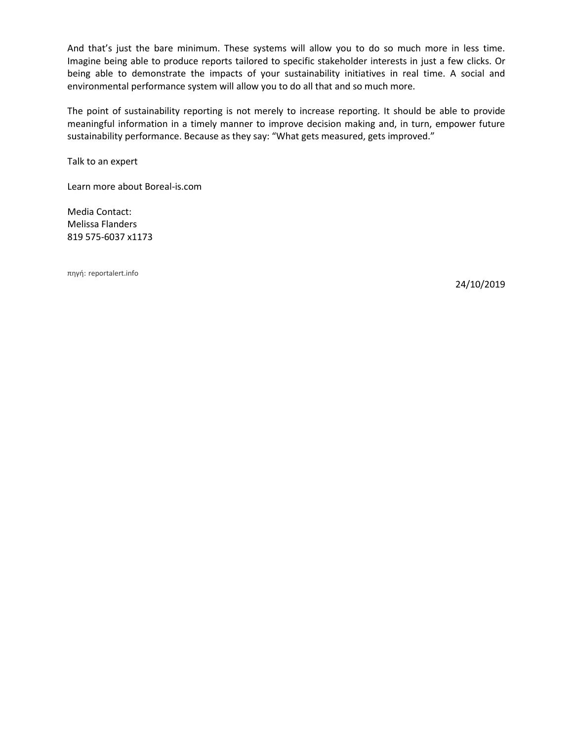And that's just the bare minimum. These systems will allow you to do so much more in less time. Imagine being able to produce reports tailored to specific stakeholder interests in just a few clicks. Or being able to demonstrate the impacts of your sustainability initiatives in real time. A social and environmental performance system will allow you to do all that and so much more.

The point of sustainability reporting is not merely to increase reporting. It should be able to provide meaningful information in a timely manner to improve decision making and, in turn, empower future sustainability performance. Because as they say: "What gets measured, gets improved."

Talk to an expert

Learn more about Boreal-is.com

Media Contact:  
Melissa Flanders  
819 575-6037 x1173

πηγή: reportalert.info

24/10/2019